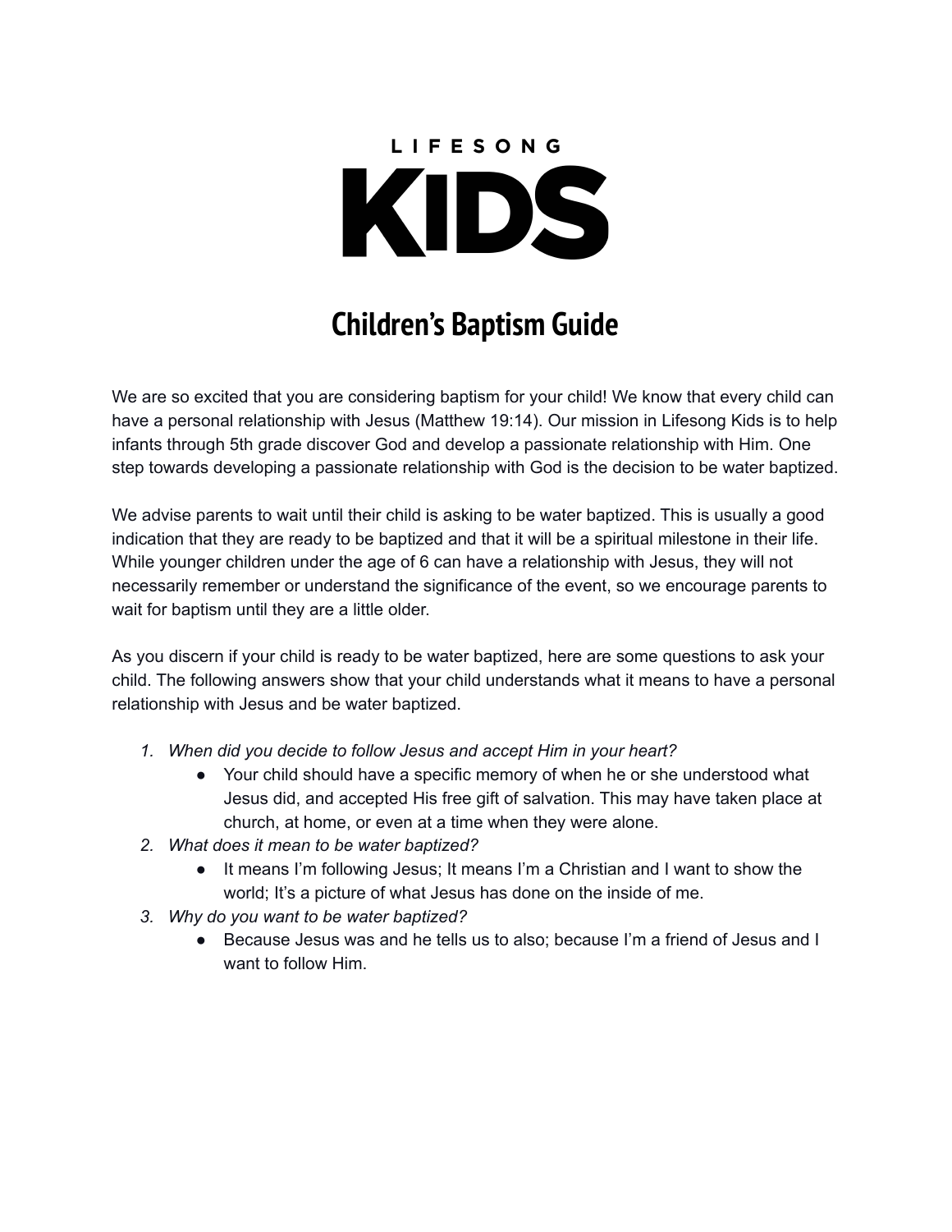LIFESONG

# KIDS

## Children's Baptism Guide

We are so excited that you are considering baptism for your child! We know that every child can have a personal relationship with Jesus (Matthew 19:14). Our mission in Lifesong Kids is to help infants through 5th grade discover God and develop a passionate relationship with Him. One step towards developing a passionate relationship with God is the decision to be water baptized.

We advise parents to wait until their child is asking to be water baptized. This is usually a good indication that they are ready to be baptized and that it will be a spiritual milestone in their life. While younger children under the age of 6 can have a relationship with Jesus, they will not necessarily remember or understand the significance of the event, so we encourage parents to wait for baptism until they are a little older.

As you discern if your child is ready to be water baptized, here are some questions to ask your child. The following answers show that your child understands what it means to have a personal relationship with Jesus and be water baptized.

1. *When did you decide to follow Jesus and accept Him in your heart?*
   - Your child should have a specific memory of when he or she understood what Jesus did, and accepted His free gift of salvation. This may have taken place at church, at home, or even at a time when they were alone.
2. *What does it mean to be water baptized?*
   - It means I'm following Jesus; It means I'm a Christian and I want to show the world; It's a picture of what Jesus has done on the inside of me.
3. *Why do you want to be water baptized?*
   - Because Jesus was and he tells us to also; because I'm a friend of Jesus and I want to follow Him.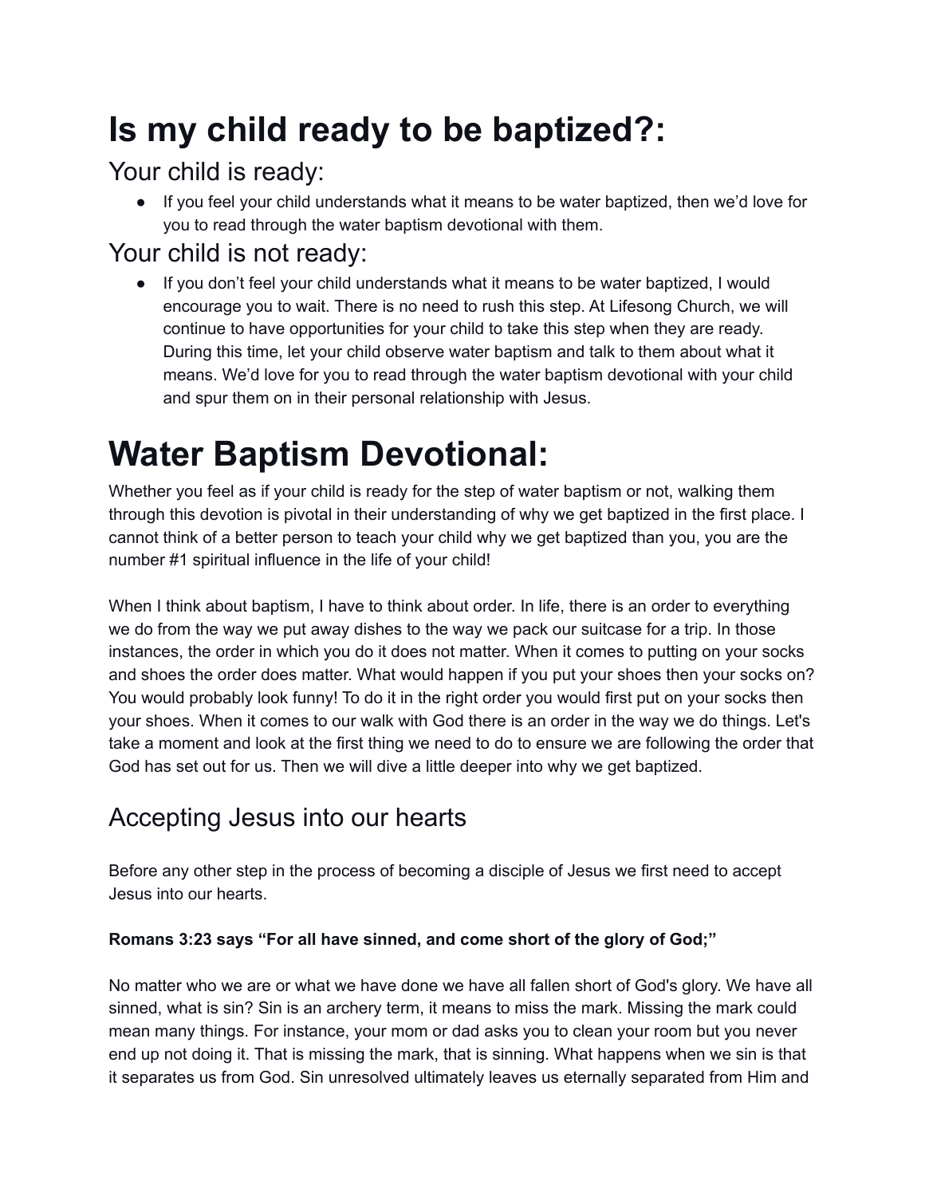# Is my child ready to be baptized?:

## Your child is ready:

- If you feel your child understands what it means to be water baptized, then we'd love for you to read through the water baptism devotional with them.

## Your child is not ready:

- If you don't feel your child understands what it means to be water baptized, I would encourage you to wait. There is no need to rush this step. At Lifesong Church, we will continue to have opportunities for your child to take this step when they are ready. During this time, let your child observe water baptism and talk to them about what it means. We'd love for you to read through the water baptism devotional with your child and spur them on in their personal relationship with Jesus.

# Water Baptism Devotional:

Whether you feel as if your child is ready for the step of water baptism or not, walking them through this devotion is pivotal in their understanding of why we get baptized in the first place. I cannot think of a better person to teach your child why we get baptized than you, you are the number #1 spiritual influence in the life of your child!

When I think about baptism, I have to think about order. In life, there is an order to everything we do from the way we put away dishes to the way we pack our suitcase for a trip. In those instances, the order in which you do it does not matter. When it comes to putting on your socks and shoes the order does matter. What would happen if you put your shoes then your socks on? You would probably look funny! To do it in the right order you would first put on your socks then your shoes. When it comes to our walk with God there is an order in the way we do things. Let's take a moment and look at the first thing we need to do to ensure we are following the order that God has set out for us. Then we will dive a little deeper into why we get baptized.

## Accepting Jesus into our hearts

Before any other step in the process of becoming a disciple of Jesus we first need to accept Jesus into our hearts.

**Romans 3:23 says "For all have sinned, and come short of the glory of God;"**

No matter who we are or what we have done we have all fallen short of God's glory. We have all sinned, what is sin? Sin is an archery term, it means to miss the mark. Missing the mark could mean many things. For instance, your mom or dad asks you to clean your room but you never end up not doing it. That is missing the mark, that is sinning. What happens when we sin is that it separates us from God. Sin unresolved ultimately leaves us eternally separated from Him and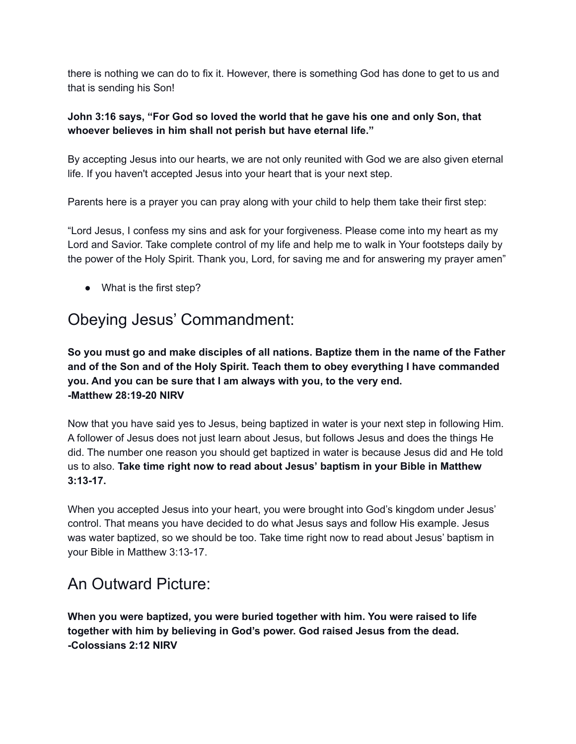there is nothing we can do to fix it. However, there is something God has done to get to us and that is sending his Son!

**John 3:16 says, "For God so loved the world that he gave his one and only Son, that whoever believes in him shall not perish but have eternal life."**

By accepting Jesus into our hearts, we are not only reunited with God we are also given eternal life. If you haven't accepted Jesus into your heart that is your next step.

Parents here is a prayer you can pray along with your child to help them take their first step:

"Lord Jesus, I confess my sins and ask for your forgiveness. Please come into my heart as my Lord and Savior. Take complete control of my life and help me to walk in Your footsteps daily by the power of the Holy Spirit. Thank you, Lord, for saving me and for answering my prayer amen"

- What is the first step?

## Obeying Jesus' Commandment:

**So you must go and make disciples of all nations. Baptize them in the name of the Father and of the Son and of the Holy Spirit. Teach them to obey everything I have commanded you. And you can be sure that I am always with you, to the very end.
-Matthew 28:19-20 NIRV**

Now that you have said yes to Jesus, being baptized in water is your next step in following Him. A follower of Jesus does not just learn about Jesus, but follows Jesus and does the things He did. The number one reason you should get baptized in water is because Jesus did and He told us to also. **Take time right now to read about Jesus' baptism in your Bible in Matthew 3:13-17.**

When you accepted Jesus into your heart, you were brought into God's kingdom under Jesus' control. That means you have decided to do what Jesus says and follow His example. Jesus was water baptized, so we should be too. Take time right now to read about Jesus' baptism in your Bible in Matthew 3:13-17.

## An Outward Picture:

**When you were baptized, you were buried together with him. You were raised to life together with him by believing in God's power. God raised Jesus from the dead.
-Colossians 2:12 NIRV**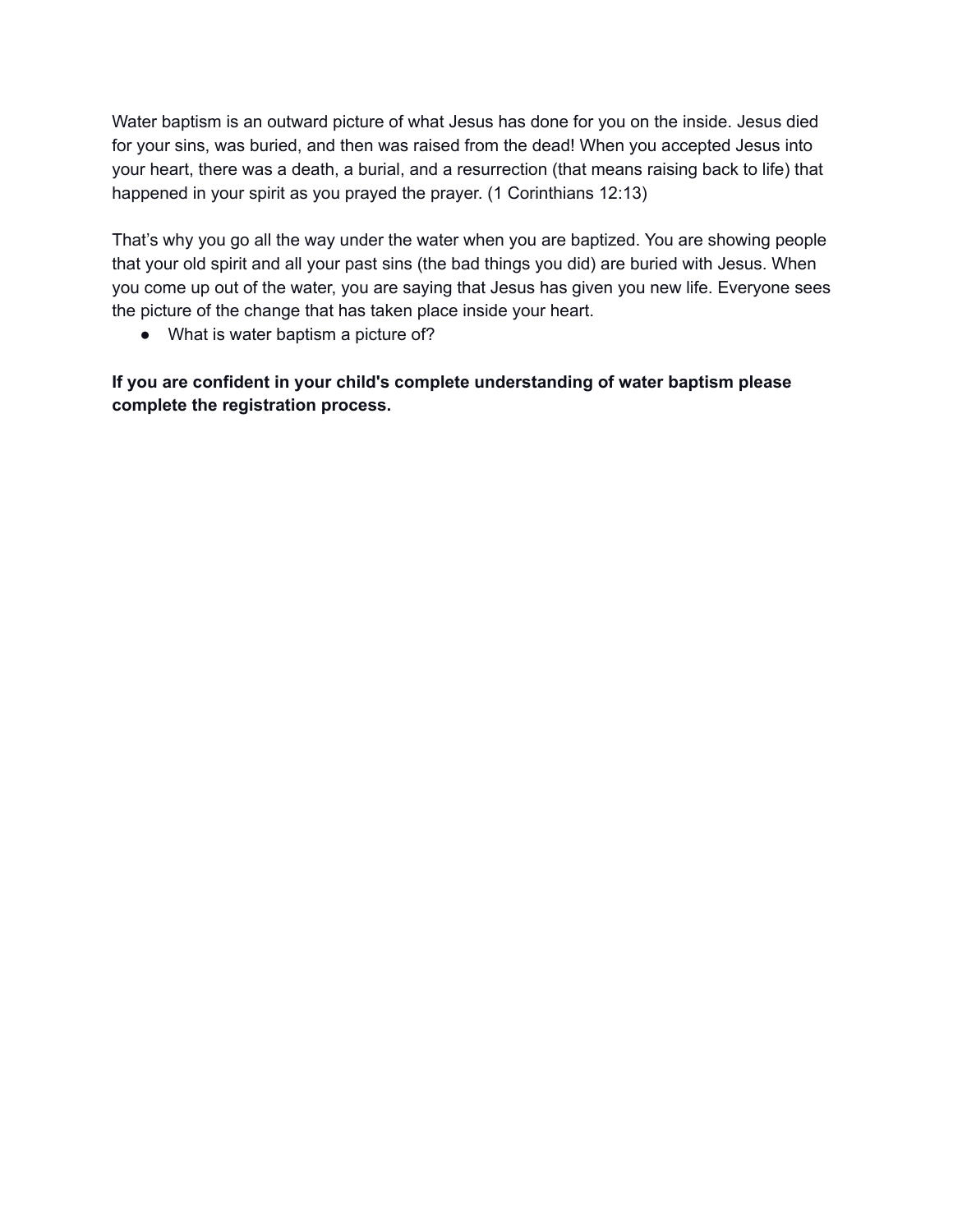Water baptism is an outward picture of what Jesus has done for you on the inside. Jesus died for your sins, was buried, and then was raised from the dead! When you accepted Jesus into your heart, there was a death, a burial, and a resurrection (that means raising back to life) that happened in your spirit as you prayed the prayer. (1 Corinthians 12:13)

That's why you go all the way under the water when you are baptized. You are showing people that your old spirit and all your past sins (the bad things you did) are buried with Jesus. When you come up out of the water, you are saying that Jesus has given you new life. Everyone sees the picture of the change that has taken place inside your heart.

- What is water baptism a picture of?

**If you are confident in your child's complete understanding of water baptism please complete the registration process.**